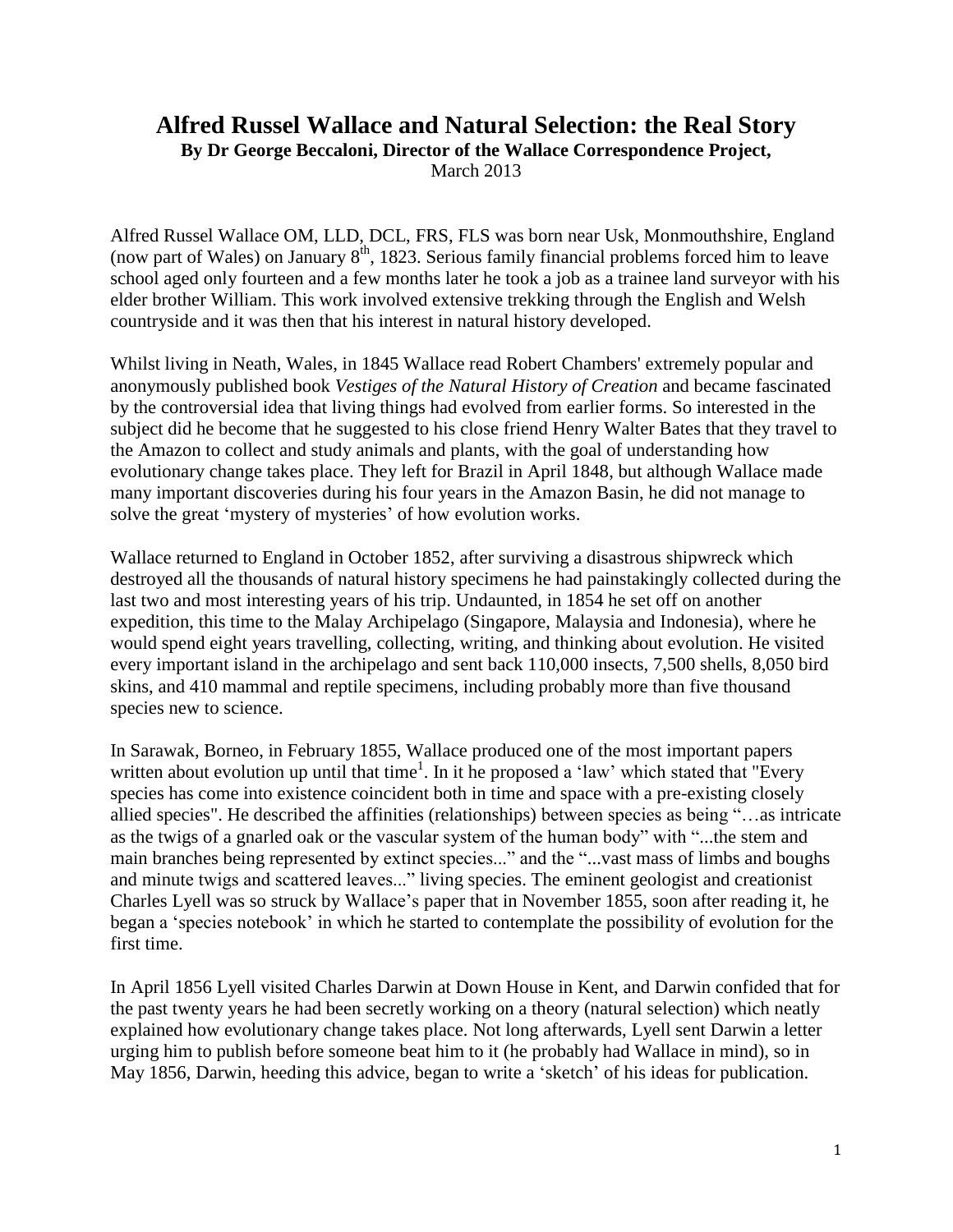# Alfred Russel Wallace and Natural Selection: the Real Story

**By Dr George Beccaloni, Director of the Wallace Correspondence Project,**

March 2013

Alfred Russel Wallace OM, LLD, DCL, FRS, FLS was born near Usk, Monmouthshire, England (now part of Wales) on January 8th, 1823. Serious family financial problems forced him to leave school aged only fourteen and a few months later he took a job as a trainee land surveyor with his elder brother William. This work involved extensive trekking through the English and Welsh countryside and it was then that his interest in natural history developed.

Whilst living in Neath, Wales, in 1845 Wallace read Robert Chambers' extremely popular and anonymously published book *Vestiges of the Natural History of Creation* and became fascinated by the controversial idea that living things had evolved from earlier forms. So interested in the subject did he become that he suggested to his close friend Henry Walter Bates that they travel to the Amazon to collect and study animals and plants, with the goal of understanding how evolutionary change takes place. They left for Brazil in April 1848, but although Wallace made many important discoveries during his four years in the Amazon Basin, he did not manage to solve the great 'mystery of mysteries' of how evolution works.

Wallace returned to England in October 1852, after surviving a disastrous shipwreck which destroyed all the thousands of natural history specimens he had painstakingly collected during the last two and most interesting years of his trip. Undaunted, in 1854 he set off on another expedition, this time to the Malay Archipelago (Singapore, Malaysia and Indonesia), where he would spend eight years travelling, collecting, writing, and thinking about evolution. He visited every important island in the archipelago and sent back 110,000 insects, 7,500 shells, 8,050 bird skins, and 410 mammal and reptile specimens, including probably more than five thousand species new to science.

In Sarawak, Borneo, in February 1855, Wallace produced one of the most important papers written about evolution up until that time[1]. In it he proposed a 'law' which stated that "Every species has come into existence coincident both in time and space with a pre-existing closely allied species". He described the affinities (relationships) between species as being "…as intricate as the twigs of a gnarled oak or the vascular system of the human body" with "...the stem and main branches being represented by extinct species..." and the "...vast mass of limbs and boughs and minute twigs and scattered leaves..." living species. The eminent geologist and creationist Charles Lyell was so struck by Wallace's paper that in November 1855, soon after reading it, he began a 'species notebook' in which he started to contemplate the possibility of evolution for the first time.

In April 1856 Lyell visited Charles Darwin at Down House in Kent, and Darwin confided that for the past twenty years he had been secretly working on a theory (natural selection) which neatly explained how evolutionary change takes place. Not long afterwards, Lyell sent Darwin a letter urging him to publish before someone beat him to it (he probably had Wallace in mind), so in May 1856, Darwin, heeding this advice, began to write a 'sketch' of his ideas for publication.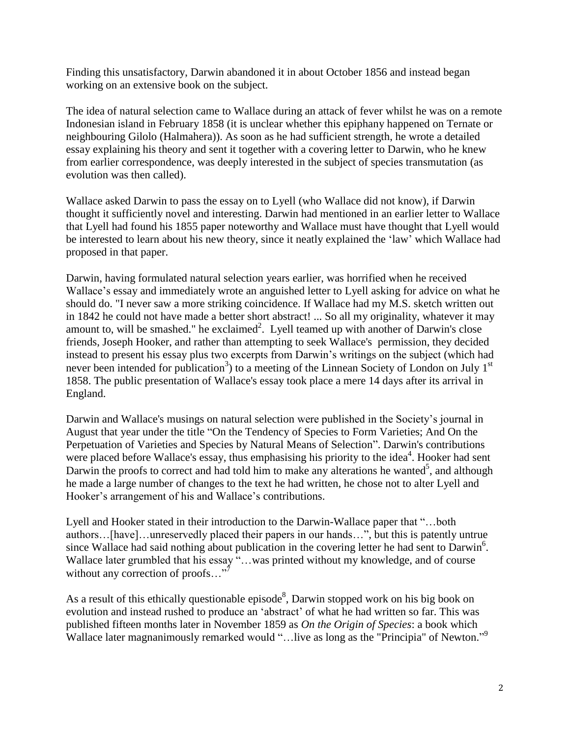Finding this unsatisfactory, Darwin abandoned it in about October 1856 and instead began working on an extensive book on the subject.

The idea of natural selection came to Wallace during an attack of fever whilst he was on a remote Indonesian island in February 1858 (it is unclear whether this epiphany happened on Ternate or neighbouring Gilolo (Halmahera)). As soon as he had sufficient strength, he wrote a detailed essay explaining his theory and sent it together with a covering letter to Darwin, who he knew from earlier correspondence, was deeply interested in the subject of species transmutation (as evolution was then called).

Wallace asked Darwin to pass the essay on to Lyell (who Wallace did not know), if Darwin thought it sufficiently novel and interesting. Darwin had mentioned in an earlier letter to Wallace that Lyell had found his 1855 paper noteworthy and Wallace must have thought that Lyell would be interested to learn about his new theory, since it neatly explained the 'law' which Wallace had proposed in that paper.

Darwin, having formulated natural selection years earlier, was horrified when he received Wallace's essay and immediately wrote an anguished letter to Lyell asking for advice on what he should do. "I never saw a more striking coincidence. If Wallace had my M.S. sketch written out in 1842 he could not have made a better short abstract! ... So all my originality, whatever it may amount to, will be smashed." he exclaimed[2]. Lyell teamed up with another of Darwin's close friends, Joseph Hooker, and rather than attempting to seek Wallace's permission, they decided instead to present his essay plus two excerpts from Darwin's writings on the subject (which had never been intended for publication[3]) to a meeting of the Linnean Society of London on July 1st 1858. The public presentation of Wallace's essay took place a mere 14 days after its arrival in England.

Darwin and Wallace's musings on natural selection were published in the Society's journal in August that year under the title "On the Tendency of Species to Form Varieties; And On the Perpetuation of Varieties and Species by Natural Means of Selection". Darwin's contributions were placed before Wallace's essay, thus emphasising his priority to the idea[4]. Hooker had sent Darwin the proofs to correct and had told him to make any alterations he wanted[5], and although he made a large number of changes to the text he had written, he chose not to alter Lyell and Hooker's arrangement of his and Wallace's contributions.

Lyell and Hooker stated in their introduction to the Darwin-Wallace paper that "…both authors…[have]…unreservedly placed their papers in our hands…", but this is patently untrue since Wallace had said nothing about publication in the covering letter he had sent to Darwin[6]. Wallace later grumbled that his essay "…was printed without my knowledge, and of course without any correction of proofs…"[7]

As a result of this ethically questionable episode[8], Darwin stopped work on his big book on evolution and instead rushed to produce an 'abstract' of what he had written so far. This was published fifteen months later in November 1859 as *On the Origin of Species*: a book which Wallace later magnanimously remarked would "…live as long as the "Principia" of Newton."[9]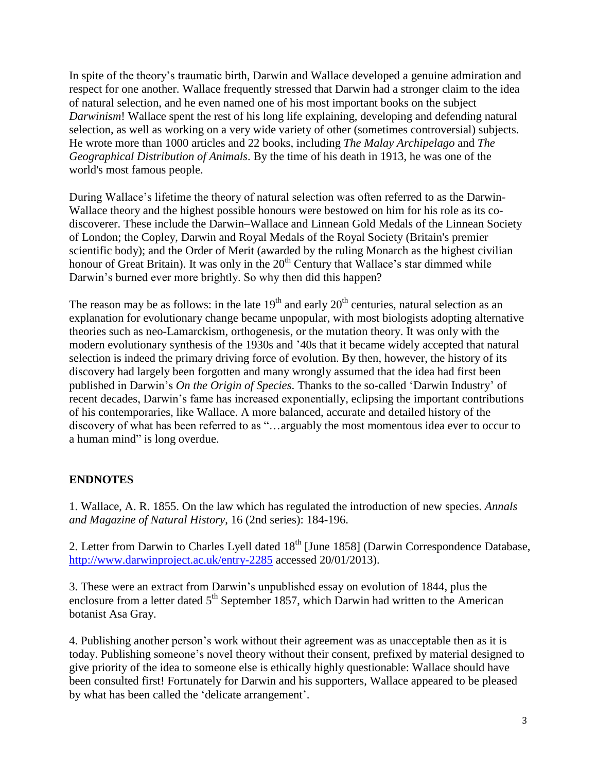In spite of the theory's traumatic birth, Darwin and Wallace developed a genuine admiration and respect for one another. Wallace frequently stressed that Darwin had a stronger claim to the idea of natural selection, and he even named one of his most important books on the subject *Darwinism*! Wallace spent the rest of his long life explaining, developing and defending natural selection, as well as working on a very wide variety of other (sometimes controversial) subjects. He wrote more than 1000 articles and 22 books, including *The Malay Archipelago* and *The Geographical Distribution of Animals*. By the time of his death in 1913, he was one of the world's most famous people.

During Wallace's lifetime the theory of natural selection was often referred to as the Darwin-Wallace theory and the highest possible honours were bestowed on him for his role as its co-discoverer. These include the Darwin–Wallace and Linnean Gold Medals of the Linnean Society of London; the Copley, Darwin and Royal Medals of the Royal Society (Britain's premier scientific body); and the Order of Merit (awarded by the ruling Monarch as the highest civilian honour of Great Britain). It was only in the 20th Century that Wallace's star dimmed while Darwin's burned ever more brightly. So why then did this happen?

The reason may be as follows: in the late 19th and early 20th centuries, natural selection as an explanation for evolutionary change became unpopular, with most biologists adopting alternative theories such as neo-Lamarckism, orthogenesis, or the mutation theory. It was only with the modern evolutionary synthesis of the 1930s and '40s that it became widely accepted that natural selection is indeed the primary driving force of evolution. By then, however, the history of its discovery had largely been forgotten and many wrongly assumed that the idea had first been published in Darwin's *On the Origin of Species*. Thanks to the so-called 'Darwin Industry' of recent decades, Darwin's fame has increased exponentially, eclipsing the important contributions of his contemporaries, like Wallace. A more balanced, accurate and detailed history of the discovery of what has been referred to as "…arguably the most momentous idea ever to occur to a human mind" is long overdue.

## ENDNOTES

1. Wallace, A. R. 1855. On the law which has regulated the introduction of new species. *Annals and Magazine of Natural History*, 16 (2nd series): 184-196.

2. Letter from Darwin to Charles Lyell dated 18th [June 1858] (Darwin Correspondence Database, http://www.darwinproject.ac.uk/entry-2285 accessed 20/01/2013).

3. These were an extract from Darwin's unpublished essay on evolution of 1844, plus the enclosure from a letter dated 5th September 1857, which Darwin had written to the American botanist Asa Gray.

4. Publishing another person's work without their agreement was as unacceptable then as it is today. Publishing someone's novel theory without their consent, prefixed by material designed to give priority of the idea to someone else is ethically highly questionable: Wallace should have been consulted first! Fortunately for Darwin and his supporters, Wallace appeared to be pleased by what has been called the 'delicate arrangement'.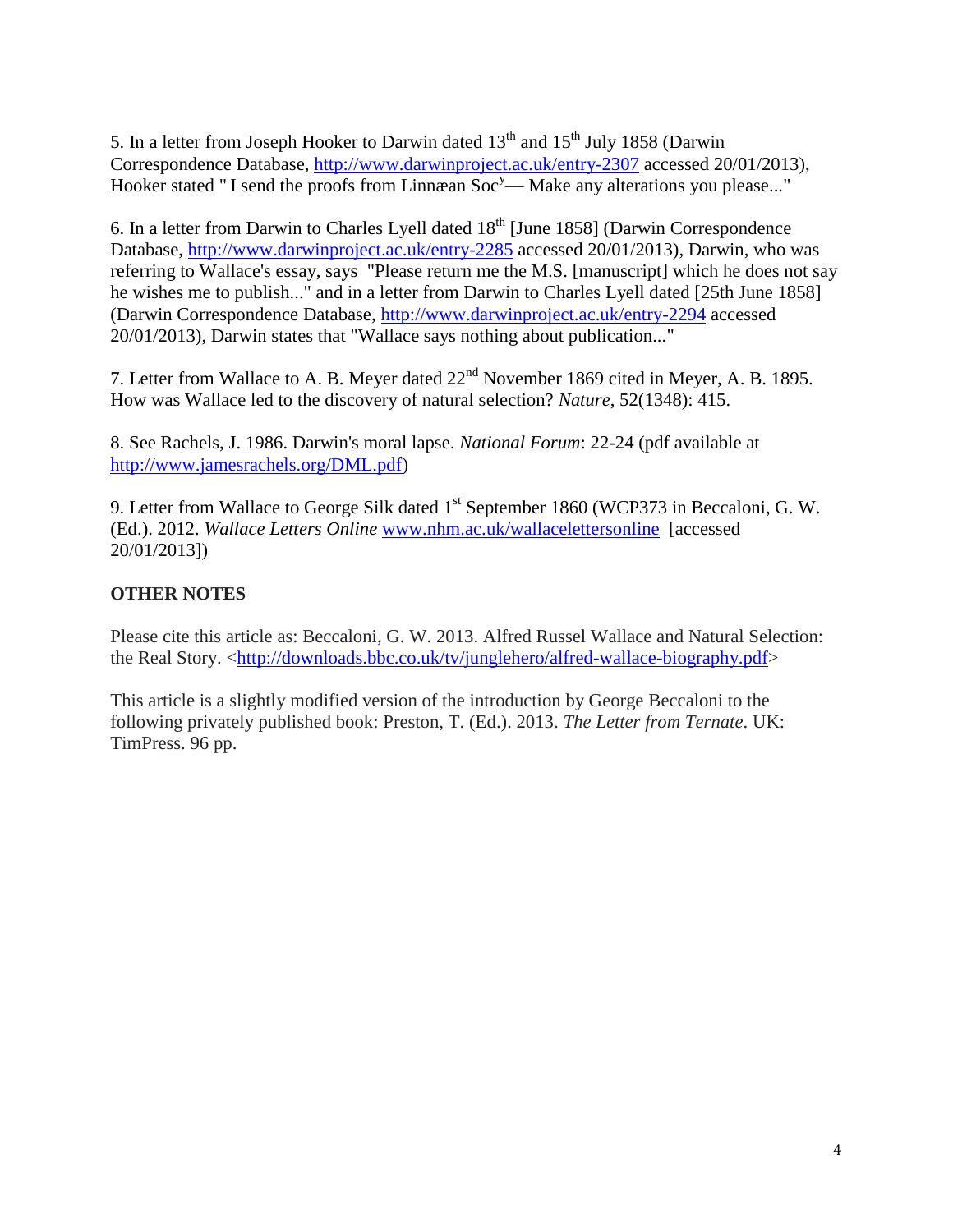5. In a letter from Joseph Hooker to Darwin dated 13th and 15th July 1858 (Darwin Correspondence Database, http://www.darwinproject.ac.uk/entry-2307 accessed 20/01/2013), Hooker stated " I send the proofs from Linnæan Socy— Make any alterations you please..."

6. In a letter from Darwin to Charles Lyell dated 18th [June 1858] (Darwin Correspondence Database, http://www.darwinproject.ac.uk/entry-2285 accessed 20/01/2013), Darwin, who was referring to Wallace's essay, says "Please return me the M.S. [manuscript] which he does not say he wishes me to publish..." and in a letter from Darwin to Charles Lyell dated [25th June 1858] (Darwin Correspondence Database, http://www.darwinproject.ac.uk/entry-2294 accessed 20/01/2013), Darwin states that "Wallace says nothing about publication..."

7. Letter from Wallace to A. B. Meyer dated 22nd November 1869 cited in Meyer, A. B. 1895. How was Wallace led to the discovery of natural selection? *Nature*, 52(1348): 415.

8. See Rachels, J. 1986. Darwin's moral lapse. *National Forum*: 22-24 (pdf available at http://www.jamesrachels.org/DML.pdf)

9. Letter from Wallace to George Silk dated 1st September 1860 (WCP373 in Beccaloni, G. W. (Ed.). 2012. *Wallace Letters Online* www.nhm.ac.uk/wallacelettersonline [accessed 20/01/2013])

**OTHER NOTES**

Please cite this article as: Beccaloni, G. W. 2013. Alfred Russel Wallace and Natural Selection: the Real Story. <http://downloads.bbc.co.uk/tv/junglehero/alfred-wallace-biography.pdf>

This article is a slightly modified version of the introduction by George Beccaloni to the following privately published book: Preston, T. (Ed.). 2013. *The Letter from Ternate*. UK: TimPress. 96 pp.